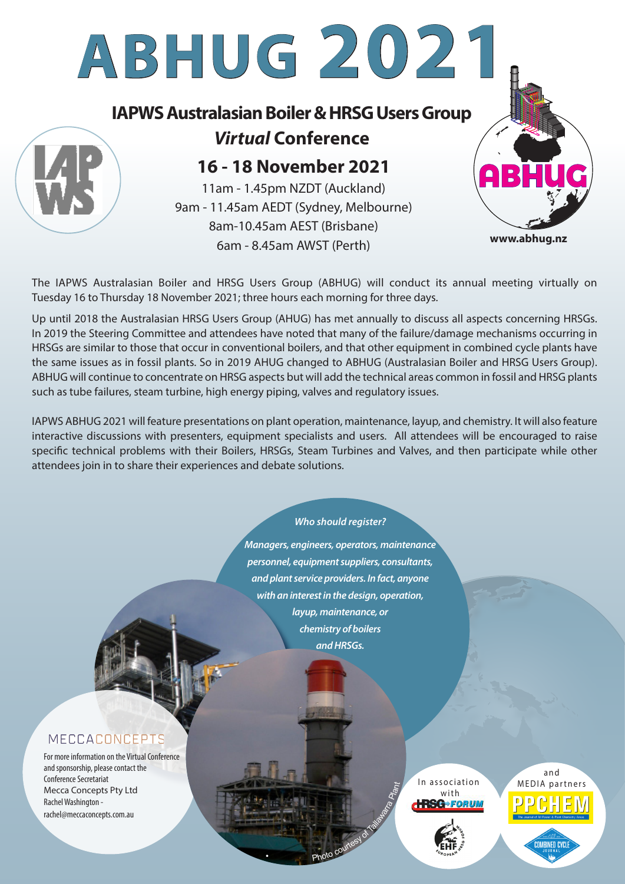# ABHUG 2021

## IAPWS Australasian Boiler & HRSG Users Group

### *Virtual* Conference

### 16 - 18 November 2021

11am - 1.45pm NZDT (Auckland)
9am - 11.45am AEDT (Sydney, Melbourne)
8am-10.45am AEST (Brisbane)
6am - 8.45am AWST (Perth)

ABHUG

www.abhug.nz

The IAPWS Australasian Boiler and HRSG Users Group (ABHUG) will conduct its annual meeting virtually on Tuesday 16 to Thursday 18 November 2021; three hours each morning for three days.

Up until 2018 the Australasian HRSG Users Group (AHUG) has met annually to discuss all aspects concerning HRSGs. In 2019 the Steering Committee and attendees have noted that many of the failure/damage mechanisms occurring in HRSGs are similar to those that occur in conventional boilers, and that other equipment in combined cycle plants have the same issues as in fossil plants. So in 2019 AHUG changed to ABHUG (Australasian Boiler and HRSG Users Group). ABHUG will continue to concentrate on HRSG aspects but will add the technical areas common in fossil and HRSG plants such as tube failures, steam turbine, high energy piping, valves and regulatory issues.

IAPWS ABHUG 2021 will feature presentations on plant operation, maintenance, layup, and chemistry. It will also feature interactive discussions with presenters, equipment specialists and users. All attendees will be encouraged to raise specific technical problems with their Boilers, HRSGs, Steam Turbines and Valves, and then participate while other attendees join in to share their experiences and debate solutions.

***Who should register?***

***Managers, engineers, operators, maintenance personnel, equipment suppliers, consultants, and plant service providers. In fact, anyone with an interest in the design, operation, layup, maintenance, or chemistry of boilers and HRSGs.***

MECCACONCEPTS

For more information on the Virtual Conference and sponsorship, please contact the Conference Secretariat
Mecca Concepts Pty Ltd
Rachel Washington -
rachel@meccaconcepts.com.au

Photo courtesy of Tallawarra Plant

In association with HRSG FORUM

EHF

and MEDIA partners

PPCHEM

COMBINED CYCLE JOURNAL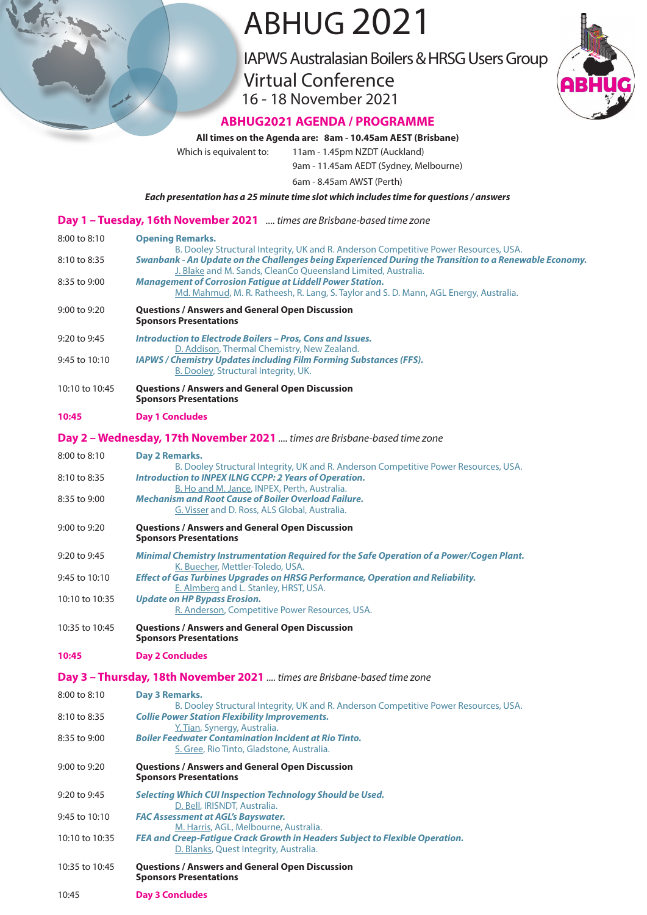# ABHUG 2021

## IAPWS Australasian Boilers & HRSG Users Group

## Virtual Conference

## 16 - 18 November 2021

### ABHUG2021 AGENDA / PROGRAMME

**All times on the Agenda are: 8am - 10.45am AEST (Brisbane)**

Which is equivalent to: 11am - 1.45pm NZDT (Auckland)
9am - 11.45am AEDT (Sydney, Melbourne)
6am - 8.45am AWST (Perth)

***Each presentation has a 25 minute time slot which includes time for questions / answers***

### Day 1 – Tuesday, 16th November 2021 *.... times are Brisbane-based time zone*

| | |
|---|---|
| 8:00 to 8:10 | **Opening Remarks.**<br>B. Dooley Structural Integrity, UK and R. Anderson Competitive Power Resources, USA. |
| 8:10 to 8:35 | ***Swanbank - An Update on the Challenges being Experienced During the Transition to a Renewable Economy.***<br>J. Blake and M. Sands, CleanCo Queensland Limited, Australia. |
| 8:35 to 9:00 | ***Management of Corrosion Fatigue at Liddell Power Station.***<br>Md. Mahmud, M. R. Ratheesh, R. Lang, S. Taylor and S. D. Mann, AGL Energy, Australia. |
| 9:00 to 9:20 | **Questions / Answers and General Open Discussion**<br>**Sponsors Presentations** |
| 9:20 to 9:45 | ***Introduction to Electrode Boilers – Pros, Cons and Issues.***<br>D. Addison, Thermal Chemistry, New Zealand. |
| 9:45 to 10:10 | ***IAPWS / Chemistry Updates including Film Forming Substances (FFS).***<br>B. Dooley, Structural Integrity, UK. |
| 10:10 to 10:45 | **Questions / Answers and General Open Discussion**<br>**Sponsors Presentations** |
| **10:45** | **Day 1 Concludes** |

### Day 2 – Wednesday, 17th November 2021 *.... times are Brisbane-based time zone*

| | |
|---|---|
| 8:00 to 8:10 | **Day 2 Remarks.**<br>B. Dooley Structural Integrity, UK and R. Anderson Competitive Power Resources, USA. |
| 8:10 to 8:35 | ***Introduction to INPEX ILNG CCPP: 2 Years of Operation.***<br>B. Ho and M. Jance, INPEX, Perth, Australia. |
| 8:35 to 9:00 | ***Mechanism and Root Cause of Boiler Overload Failure.***<br>G. Visser and D. Ross, ALS Global, Australia. |
| 9:00 to 9:20 | **Questions / Answers and General Open Discussion**<br>**Sponsors Presentations** |
| 9:20 to 9:45 | ***Minimal Chemistry Instrumentation Required for the Safe Operation of a Power/Cogen Plant.***<br>K. Buecher, Mettler-Toledo, USA. |
| 9:45 to 10:10 | ***Effect of Gas Turbines Upgrades on HRSG Performance, Operation and Reliability.***<br>E. Almberg and L. Stanley, HRST, USA. |
| 10:10 to 10:35 | ***Update on HP Bypass Erosion.***<br>R. Anderson, Competitive Power Resources, USA. |
| 10:35 to 10:45 | **Questions / Answers and General Open Discussion**<br>**Sponsors Presentations** |
| **10:45** | **Day 2 Concludes** |

### Day 3 – Thursday, 18th November 2021 *.... times are Brisbane-based time zone*

| | |
|---|---|
| 8:00 to 8:10 | **Day 3 Remarks.**<br>B. Dooley Structural Integrity, UK and R. Anderson Competitive Power Resources, USA. |
| 8:10 to 8:35 | ***Collie Power Station Flexibility Improvements.***<br>Y. Tian, Synergy, Australia. |
| 8:35 to 9:00 | ***Boiler Feedwater Contamination Incident at Rio Tinto.***<br>S. Gree, Rio Tinto, Gladstone, Australia. |
| 9:00 to 9:20 | **Questions / Answers and General Open Discussion**<br>**Sponsors Presentations** |
| 9:20 to 9:45 | ***Selecting Which CUI Inspection Technology Should be Used.***<br>D. Bell, IRISNDT, Australia. |
| 9:45 to 10:10 | ***FAC Assessment at AGL's Bayswater.***<br>M. Harris, AGL, Melbourne, Australia. |
| 10:10 to 10:35 | ***FEA and Creep-Fatigue Crack Growth in Headers Subject to Flexible Operation.***<br>D. Blanks, Quest Integrity, Australia. |
| 10:35 to 10:45 | **Questions / Answers and General Open Discussion**<br>**Sponsors Presentations** |
| 10:45 | **Day 3 Concludes** |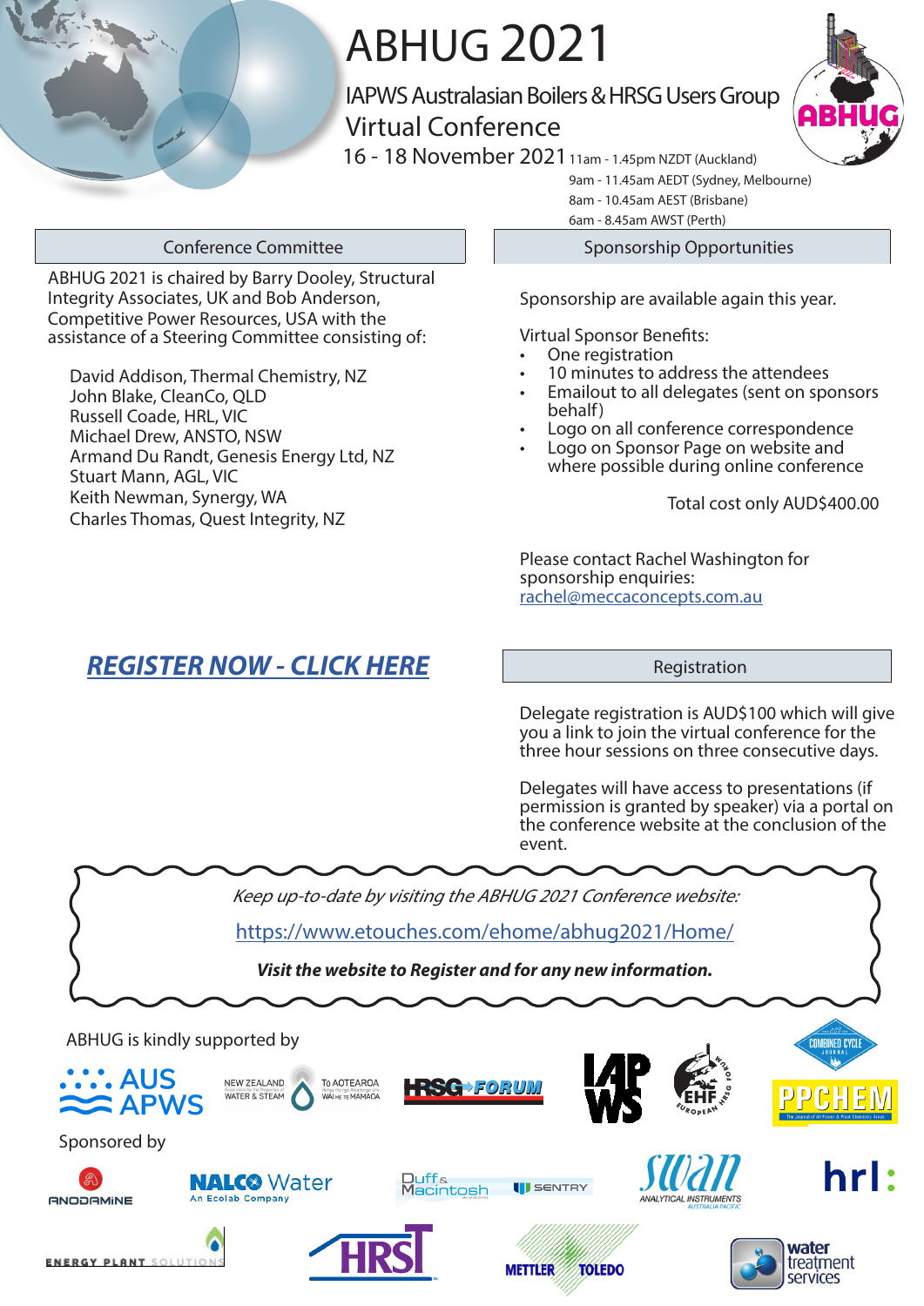# ABHUG 2021

## IAPWS Australasian Boilers & HRSG Users Group Virtual Conference

16 - 18 November 2021

11am - 1.45pm NZDT (Auckland)
9am - 11.45am AEDT (Sydney, Melbourne)
8am - 10.45am AEST (Brisbane)
6am - 8.45am AWST (Perth)

### Conference Committee

ABHUG 2021 is chaired by Barry Dooley, Structural Integrity Associates, UK and Bob Anderson, Competitive Power Resources, USA with the assistance of a Steering Committee consisting of:

David Addison, Thermal Chemistry, NZ
John Blake, CleanCo, QLD
Russell Coade, HRL, VIC
Michael Drew, ANSTO, NSW
Armand Du Randt, Genesis Energy Ltd, NZ
Stuart Mann, AGL, VIC
Keith Newman, Synergy, WA
Charles Thomas, Quest Integrity, NZ

### Sponsorship Opportunities

Sponsorship are available again this year.

Virtual Sponsor Benefits:

- One registration
- 10 minutes to address the attendees
- Emailout to all delegates (sent on sponsors behalf)
- Logo on all conference correspondence
- Logo on Sponsor Page on website and where possible during online conference

Total cost only AUD$400.00

Please contact Rachel Washington for sponsorship enquiries:
rachel@meccaconcepts.com.au

***REGISTER NOW - CLICK HERE***

### Registration

Delegate registration is AUD$100 which will give you a link to join the virtual conference for the three hour sessions on three consecutive days.

Delegates will have access to presentations (if permission is granted by speaker) via a portal on the conference website at the conclusion of the event.

*Keep up-to-date by visiting the ABHUG 2021 Conference website:*

https://www.etouches.com/ehome/abhug2021/Home/

***Visit the website to Register and for any new information.***

ABHUG is kindly supported by

Sponsored by